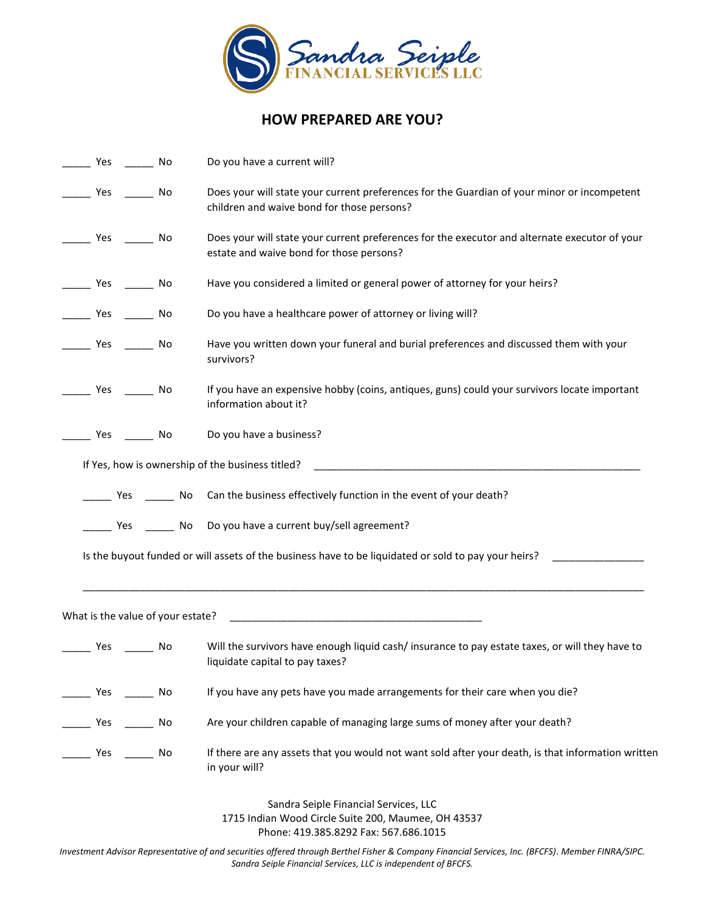Sandra Seiple
FINANCIAL SERVICES LLC

# HOW PREPARED ARE YOU?

_____ Yes _____ No Do you have a current will?

_____ Yes _____ No Does your will state your current preferences for the Guardian of your minor or incompetent children and waive bond for those persons?

_____ Yes _____ No Does your will state your current preferences for the executor and alternate executor of your estate and waive bond for those persons?

_____ Yes _____ No Have you considered a limited or general power of attorney for your heirs?

_____ Yes _____ No Do you have a healthcare power of attorney or living will?

_____ Yes _____ No Have you written down your funeral and burial preferences and discussed them with your survivors?

_____ Yes _____ No If you have an expensive hobby (coins, antiques, guns) could your survivors locate important information about it?

_____ Yes _____ No Do you have a business?

If Yes, how is ownership of the business titled? ____________________________________________________________

_____ Yes _____ No Can the business effectively function in the event of your death?

_____ Yes _____ No Do you have a current buy/sell agreement?

Is the buyout funded or will assets of the business have to be liquidated or sold to pay your heirs? ________________

____________________________________________________________________________________________________

What is the value of your estate? ______________________________________________

_____ Yes _____ No Will the survivors have enough liquid cash/ insurance to pay estate taxes, or will they have to liquidate capital to pay taxes?

_____ Yes _____ No If you have any pets have you made arrangements for their care when you die?

_____ Yes _____ No Are your children capable of managing large sums of money after your death?

_____ Yes _____ No If there are any assets that you would not want sold after your death, is that information written in your will?

Sandra Seiple Financial Services, LLC
1715 Indian Wood Circle Suite 200, Maumee, OH 43537
Phone: 419.385.8292 Fax: 567.686.1015

*Investment Advisor Representative of and securities offered through Berthel Fisher & Company Financial Services, Inc. (BFCFS). Member FINRA/SIPC. Sandra Seiple Financial Services, LLC is independent of BFCFS.*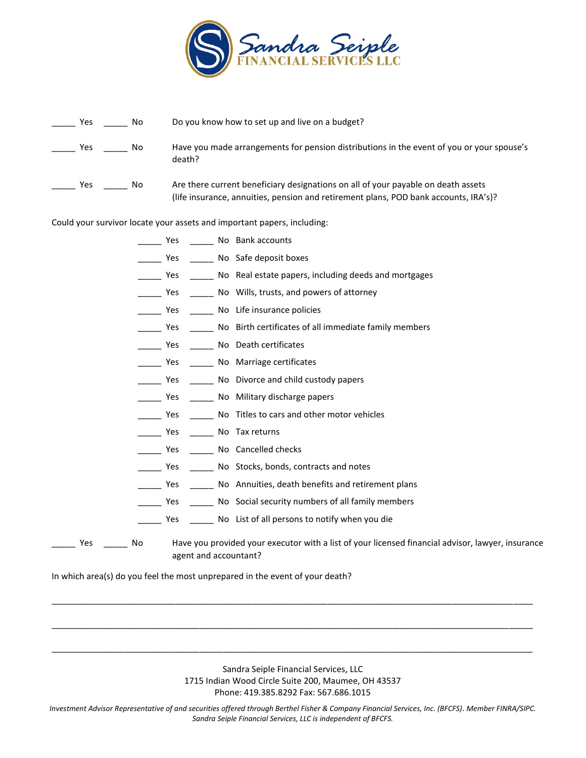_____ Yes _____ No Do you know how to set up and live on a budget?

_____ Yes _____ No Have you made arrangements for pension distributions in the event of you or your spouse's death?

_____ Yes _____ No Are there current beneficiary designations on all of your payable on death assets (life insurance, annuities, pension and retirement plans, POD bank accounts, IRA's)?

Could your survivor locate your assets and important papers, including:

_____ Yes _____ No Bank accounts

_____ Yes _____ No Safe deposit boxes

_____ Yes _____ No Real estate papers, including deeds and mortgages

_____ Yes _____ No Wills, trusts, and powers of attorney

_____ Yes _____ No Life insurance policies

_____ Yes _____ No Birth certificates of all immediate family members

_____ Yes _____ No Death certificates

_____ Yes _____ No Marriage certificates

_____ Yes _____ No Divorce and child custody papers

_____ Yes _____ No Military discharge papers

_____ Yes _____ No Titles to cars and other motor vehicles

_____ Yes _____ No Tax returns

_____ Yes _____ No Cancelled checks

_____ Yes _____ No Stocks, bonds, contracts and notes

_____ Yes _____ No Annuities, death benefits and retirement plans

_____ Yes _____ No Social security numbers of all family members

_____ Yes _____ No List of all persons to notify when you die

_____ Yes _____ No Have you provided your executor with a list of your licensed financial advisor, lawyer, insurance agent and accountant?

In which area(s) do you feel the most unprepared in the event of your death?

_______________________________________________________________________________________________

_______________________________________________________________________________________________

_______________________________________________________________________________________________

Sandra Seiple Financial Services, LLC
1715 Indian Wood Circle Suite 200, Maumee, OH 43537
Phone: 419.385.8292 Fax: 567.686.1015

*Investment Advisor Representative of and securities offered through Berthel Fisher & Company Financial Services, Inc. (BFCFS). Member FINRA/SIPC. Sandra Seiple Financial Services, LLC is independent of BFCFS.*